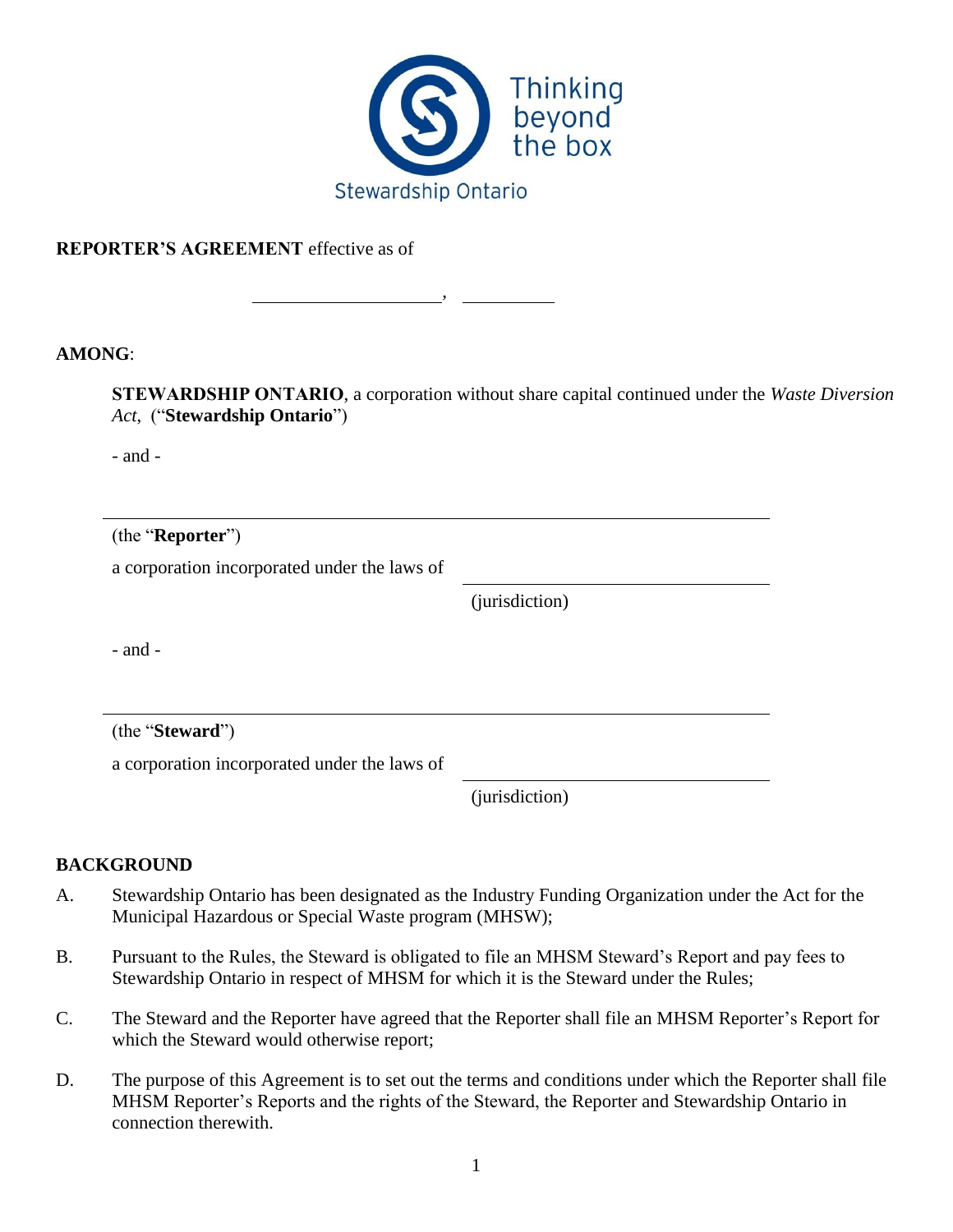Thinking beyond the box

Stewardship Ontario

**REPORTER'S AGREEMENT** effective as of

\_\_\_\_\_\_\_\_\_\_\_\_\_\_\_\_\_\_\_\_, \_\_\_\_\_\_\_\_\_\_

**AMONG**:

**STEWARDSHIP ONTARIO**, a corporation without share capital continued under the *Waste Diversion Act*, ("**Stewardship Ontario**")

- and -

\_\_\_\_\_\_\_\_\_\_\_\_\_\_\_\_\_\_\_\_\_\_\_\_\_\_\_\_\_\_\_\_\_\_\_\_\_\_\_\_\_\_\_\_\_\_\_\_

(the "**Reporter**")

a corporation incorporated under the laws of \_\_\_\_\_\_\_\_\_\_\_\_\_\_\_\_\_\_\_\_\_\_\_\_
(jurisdiction)

- and -

\_\_\_\_\_\_\_\_\_\_\_\_\_\_\_\_\_\_\_\_\_\_\_\_\_\_\_\_\_\_\_\_\_\_\_\_\_\_\_\_\_\_\_\_\_\_\_\_

(the "**Steward**")

a corporation incorporated under the laws of \_\_\_\_\_\_\_\_\_\_\_\_\_\_\_\_\_\_\_\_\_\_\_\_
(jurisdiction)

## BACKGROUND

A. Stewardship Ontario has been designated as the Industry Funding Organization under the Act for the Municipal Hazardous or Special Waste program (MHSW);

B. Pursuant to the Rules, the Steward is obligated to file an MHSM Steward's Report and pay fees to Stewardship Ontario in respect of MHSM for which it is the Steward under the Rules;

C. The Steward and the Reporter have agreed that the Reporter shall file an MHSM Reporter's Report for which the Steward would otherwise report;

D. The purpose of this Agreement is to set out the terms and conditions under which the Reporter shall file MHSM Reporter's Reports and the rights of the Steward, the Reporter and Stewardship Ontario in connection therewith.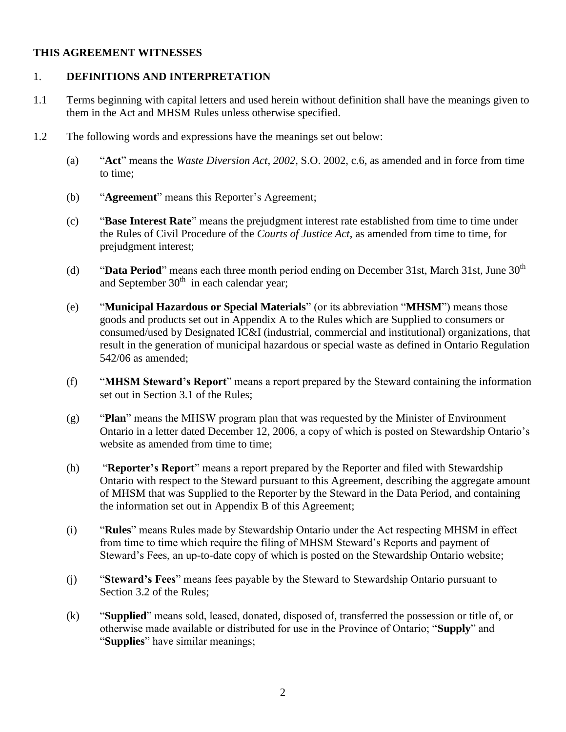**THIS AGREEMENT WITNESSES**

## 1. DEFINITIONS AND INTERPRETATION

1.1 Terms beginning with capital letters and used herein without definition shall have the meanings given to them in the Act and MHSM Rules unless otherwise specified.

1.2 The following words and expressions have the meanings set out below:

(a) "**Act**" means the *Waste Diversion Act, 2002*, S.O. 2002, c.6, as amended and in force from time to time;

(b) "**Agreement**" means this Reporter's Agreement;

(c) "**Base Interest Rate**" means the prejudgment interest rate established from time to time under the Rules of Civil Procedure of the *Courts of Justice Act*, as amended from time to time, for prejudgment interest;

(d) "**Data Period**" means each three month period ending on December 31st, March 31st, June 30th and September 30th in each calendar year;

(e) "**Municipal Hazardous or Special Materials**" (or its abbreviation "**MHSM**") means those goods and products set out in Appendix A to the Rules which are Supplied to consumers or consumed/used by Designated IC&I (industrial, commercial and institutional) organizations, that result in the generation of municipal hazardous or special waste as defined in Ontario Regulation 542/06 as amended;

(f) "**MHSM Steward's Report**" means a report prepared by the Steward containing the information set out in Section 3.1 of the Rules;

(g) "**Plan**" means the MHSW program plan that was requested by the Minister of Environment Ontario in a letter dated December 12, 2006, a copy of which is posted on Stewardship Ontario's website as amended from time to time;

(h) "**Reporter's Report**" means a report prepared by the Reporter and filed with Stewardship Ontario with respect to the Steward pursuant to this Agreement, describing the aggregate amount of MHSM that was Supplied to the Reporter by the Steward in the Data Period, and containing the information set out in Appendix B of this Agreement;

(i) "**Rules**" means Rules made by Stewardship Ontario under the Act respecting MHSM in effect from time to time which require the filing of MHSM Steward's Reports and payment of Steward's Fees, an up-to-date copy of which is posted on the Stewardship Ontario website;

(j) "**Steward's Fees**" means fees payable by the Steward to Stewardship Ontario pursuant to Section 3.2 of the Rules;

(k) "**Supplied**" means sold, leased, donated, disposed of, transferred the possession or title of, or otherwise made available or distributed for use in the Province of Ontario; "**Supply**" and "**Supplies**" have similar meanings;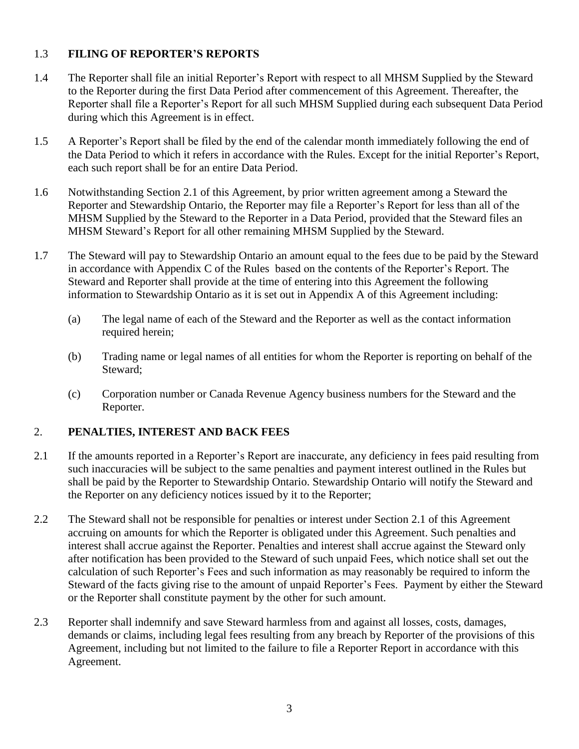## 1.3 FILING OF REPORTER'S REPORTS

1.4 The Reporter shall file an initial Reporter's Report with respect to all MHSM Supplied by the Steward to the Reporter during the first Data Period after commencement of this Agreement. Thereafter, the Reporter shall file a Reporter's Report for all such MHSM Supplied during each subsequent Data Period during which this Agreement is in effect.

1.5 A Reporter's Report shall be filed by the end of the calendar month immediately following the end of the Data Period to which it refers in accordance with the Rules. Except for the initial Reporter's Report, each such report shall be for an entire Data Period.

1.6 Notwithstanding Section 2.1 of this Agreement, by prior written agreement among a Steward the Reporter and Stewardship Ontario, the Reporter may file a Reporter's Report for less than all of the MHSM Supplied by the Steward to the Reporter in a Data Period, provided that the Steward files an MHSM Steward's Report for all other remaining MHSM Supplied by the Steward.

1.7 The Steward will pay to Stewardship Ontario an amount equal to the fees due to be paid by the Steward in accordance with Appendix C of the Rules based on the contents of the Reporter's Report. The Steward and Reporter shall provide at the time of entering into this Agreement the following information to Stewardship Ontario as it is set out in Appendix A of this Agreement including:

(a) The legal name of each of the Steward and the Reporter as well as the contact information required herein;

(b) Trading name or legal names of all entities for whom the Reporter is reporting on behalf of the Steward;

(c) Corporation number or Canada Revenue Agency business numbers for the Steward and the Reporter.

## 2. PENALTIES, INTEREST AND BACK FEES

2.1 If the amounts reported in a Reporter's Report are inaccurate, any deficiency in fees paid resulting from such inaccuracies will be subject to the same penalties and payment interest outlined in the Rules but shall be paid by the Reporter to Stewardship Ontario. Stewardship Ontario will notify the Steward and the Reporter on any deficiency notices issued by it to the Reporter;

2.2 The Steward shall not be responsible for penalties or interest under Section 2.1 of this Agreement accruing on amounts for which the Reporter is obligated under this Agreement. Such penalties and interest shall accrue against the Reporter. Penalties and interest shall accrue against the Steward only after notification has been provided to the Steward of such unpaid Fees, which notice shall set out the calculation of such Reporter's Fees and such information as may reasonably be required to inform the Steward of the facts giving rise to the amount of unpaid Reporter's Fees. Payment by either the Steward or the Reporter shall constitute payment by the other for such amount.

2.3 Reporter shall indemnify and save Steward harmless from and against all losses, costs, damages, demands or claims, including legal fees resulting from any breach by Reporter of the provisions of this Agreement, including but not limited to the failure to file a Reporter Report in accordance with this Agreement.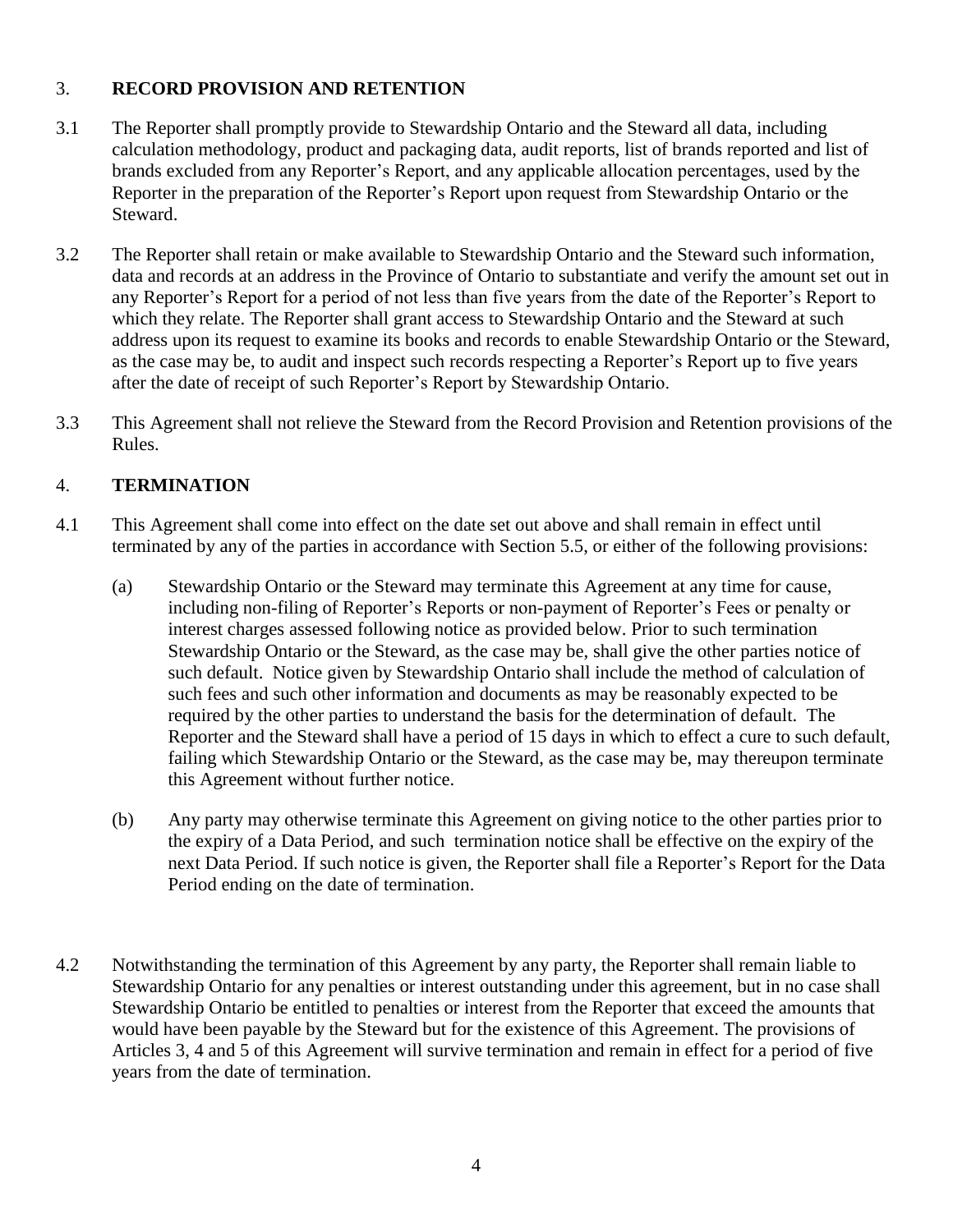## 3. RECORD PROVISION AND RETENTION

3.1 The Reporter shall promptly provide to Stewardship Ontario and the Steward all data, including calculation methodology, product and packaging data, audit reports, list of brands reported and list of brands excluded from any Reporter's Report, and any applicable allocation percentages, used by the Reporter in the preparation of the Reporter's Report upon request from Stewardship Ontario or the Steward.

3.2 The Reporter shall retain or make available to Stewardship Ontario and the Steward such information, data and records at an address in the Province of Ontario to substantiate and verify the amount set out in any Reporter's Report for a period of not less than five years from the date of the Reporter's Report to which they relate. The Reporter shall grant access to Stewardship Ontario and the Steward at such address upon its request to examine its books and records to enable Stewardship Ontario or the Steward, as the case may be, to audit and inspect such records respecting a Reporter's Report up to five years after the date of receipt of such Reporter's Report by Stewardship Ontario.

3.3 This Agreement shall not relieve the Steward from the Record Provision and Retention provisions of the Rules.

## 4. TERMINATION

4.1 This Agreement shall come into effect on the date set out above and shall remain in effect until terminated by any of the parties in accordance with Section 5.5, or either of the following provisions:

(a) Stewardship Ontario or the Steward may terminate this Agreement at any time for cause, including non-filing of Reporter's Reports or non-payment of Reporter's Fees or penalty or interest charges assessed following notice as provided below. Prior to such termination Stewardship Ontario or the Steward, as the case may be, shall give the other parties notice of such default. Notice given by Stewardship Ontario shall include the method of calculation of such fees and such other information and documents as may be reasonably expected to be required by the other parties to understand the basis for the determination of default. The Reporter and the Steward shall have a period of 15 days in which to effect a cure to such default, failing which Stewardship Ontario or the Steward, as the case may be, may thereupon terminate this Agreement without further notice.

(b) Any party may otherwise terminate this Agreement on giving notice to the other parties prior to the expiry of a Data Period, and such termination notice shall be effective on the expiry of the next Data Period. If such notice is given, the Reporter shall file a Reporter's Report for the Data Period ending on the date of termination.

4.2 Notwithstanding the termination of this Agreement by any party, the Reporter shall remain liable to Stewardship Ontario for any penalties or interest outstanding under this agreement, but in no case shall Stewardship Ontario be entitled to penalties or interest from the Reporter that exceed the amounts that would have been payable by the Steward but for the existence of this Agreement. The provisions of Articles 3, 4 and 5 of this Agreement will survive termination and remain in effect for a period of five years from the date of termination.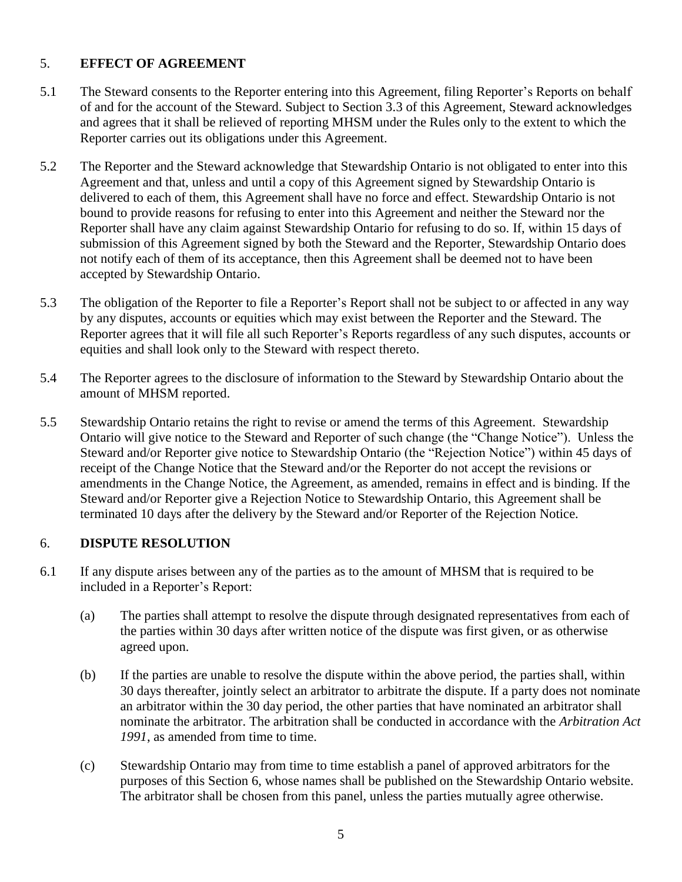## 5. EFFECT OF AGREEMENT

5.1 The Steward consents to the Reporter entering into this Agreement, filing Reporter's Reports on behalf of and for the account of the Steward. Subject to Section 3.3 of this Agreement, Steward acknowledges and agrees that it shall be relieved of reporting MHSM under the Rules only to the extent to which the Reporter carries out its obligations under this Agreement.

5.2 The Reporter and the Steward acknowledge that Stewardship Ontario is not obligated to enter into this Agreement and that, unless and until a copy of this Agreement signed by Stewardship Ontario is delivered to each of them, this Agreement shall have no force and effect. Stewardship Ontario is not bound to provide reasons for refusing to enter into this Agreement and neither the Steward nor the Reporter shall have any claim against Stewardship Ontario for refusing to do so. If, within 15 days of submission of this Agreement signed by both the Steward and the Reporter, Stewardship Ontario does not notify each of them of its acceptance, then this Agreement shall be deemed not to have been accepted by Stewardship Ontario.

5.3 The obligation of the Reporter to file a Reporter's Report shall not be subject to or affected in any way by any disputes, accounts or equities which may exist between the Reporter and the Steward. The Reporter agrees that it will file all such Reporter's Reports regardless of any such disputes, accounts or equities and shall look only to the Steward with respect thereto.

5.4 The Reporter agrees to the disclosure of information to the Steward by Stewardship Ontario about the amount of MHSM reported.

5.5 Stewardship Ontario retains the right to revise or amend the terms of this Agreement. Stewardship Ontario will give notice to the Steward and Reporter of such change (the "Change Notice"). Unless the Steward and/or Reporter give notice to Stewardship Ontario (the "Rejection Notice") within 45 days of receipt of the Change Notice that the Steward and/or the Reporter do not accept the revisions or amendments in the Change Notice, the Agreement, as amended, remains in effect and is binding. If the Steward and/or Reporter give a Rejection Notice to Stewardship Ontario, this Agreement shall be terminated 10 days after the delivery by the Steward and/or Reporter of the Rejection Notice.

## 6. DISPUTE RESOLUTION

6.1 If any dispute arises between any of the parties as to the amount of MHSM that is required to be included in a Reporter's Report:

(a) The parties shall attempt to resolve the dispute through designated representatives from each of the parties within 30 days after written notice of the dispute was first given, or as otherwise agreed upon.

(b) If the parties are unable to resolve the dispute within the above period, the parties shall, within 30 days thereafter, jointly select an arbitrator to arbitrate the dispute. If a party does not nominate an arbitrator within the 30 day period, the other parties that have nominated an arbitrator shall nominate the arbitrator. The arbitration shall be conducted in accordance with the *Arbitration Act 1991*, as amended from time to time.

(c) Stewardship Ontario may from time to time establish a panel of approved arbitrators for the purposes of this Section 6, whose names shall be published on the Stewardship Ontario website. The arbitrator shall be chosen from this panel, unless the parties mutually agree otherwise.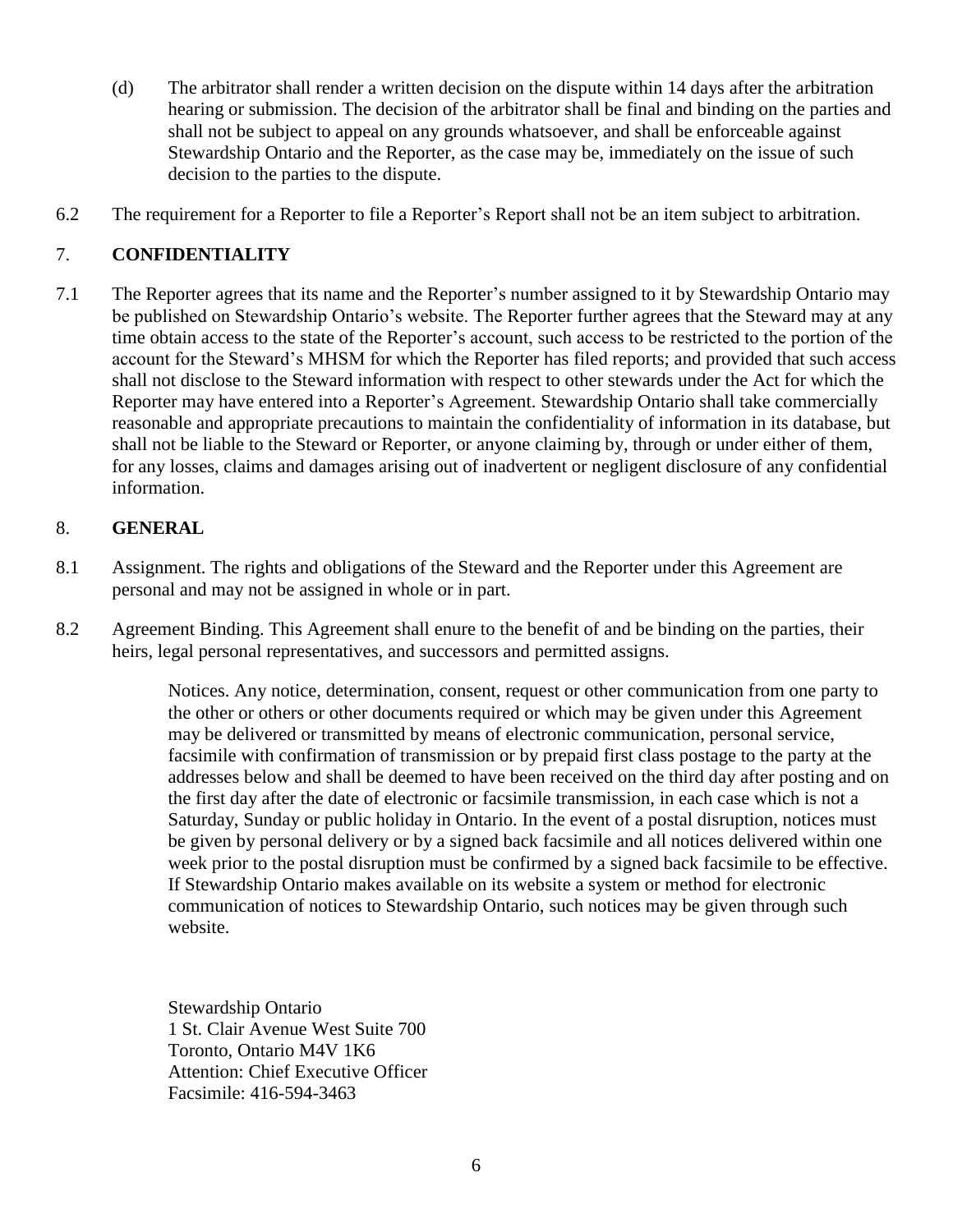(d) The arbitrator shall render a written decision on the dispute within 14 days after the arbitration hearing or submission. The decision of the arbitrator shall be final and binding on the parties and shall not be subject to appeal on any grounds whatsoever, and shall be enforceable against Stewardship Ontario and the Reporter, as the case may be, immediately on the issue of such decision to the parties to the dispute.

6.2 The requirement for a Reporter to file a Reporter's Report shall not be an item subject to arbitration.

## 7. CONFIDENTIALITY

7.1 The Reporter agrees that its name and the Reporter's number assigned to it by Stewardship Ontario may be published on Stewardship Ontario's website. The Reporter further agrees that the Steward may at any time obtain access to the state of the Reporter's account, such access to be restricted to the portion of the account for the Steward's MHSM for which the Reporter has filed reports; and provided that such access shall not disclose to the Steward information with respect to other stewards under the Act for which the Reporter may have entered into a Reporter's Agreement. Stewardship Ontario shall take commercially reasonable and appropriate precautions to maintain the confidentiality of information in its database, but shall not be liable to the Steward or Reporter, or anyone claiming by, through or under either of them, for any losses, claims and damages arising out of inadvertent or negligent disclosure of any confidential information.

## 8. GENERAL

8.1 Assignment. The rights and obligations of the Steward and the Reporter under this Agreement are personal and may not be assigned in whole or in part.

8.2 Agreement Binding. This Agreement shall enure to the benefit of and be binding on the parties, their heirs, legal personal representatives, and successors and permitted assigns.

Notices. Any notice, determination, consent, request or other communication from one party to the other or others or other documents required or which may be given under this Agreement may be delivered or transmitted by means of electronic communication, personal service, facsimile with confirmation of transmission or by prepaid first class postage to the party at the addresses below and shall be deemed to have been received on the third day after posting and on the first day after the date of electronic or facsimile transmission, in each case which is not a Saturday, Sunday or public holiday in Ontario. In the event of a postal disruption, notices must be given by personal delivery or by a signed back facsimile and all notices delivered within one week prior to the postal disruption must be confirmed by a signed back facsimile to be effective. If Stewardship Ontario makes available on its website a system or method for electronic communication of notices to Stewardship Ontario, such notices may be given through such website.

Stewardship Ontario  
1 St. Clair Avenue West Suite 700  
Toronto, Ontario M4V 1K6  
Attention: Chief Executive Officer  
Facsimile: 416-594-3463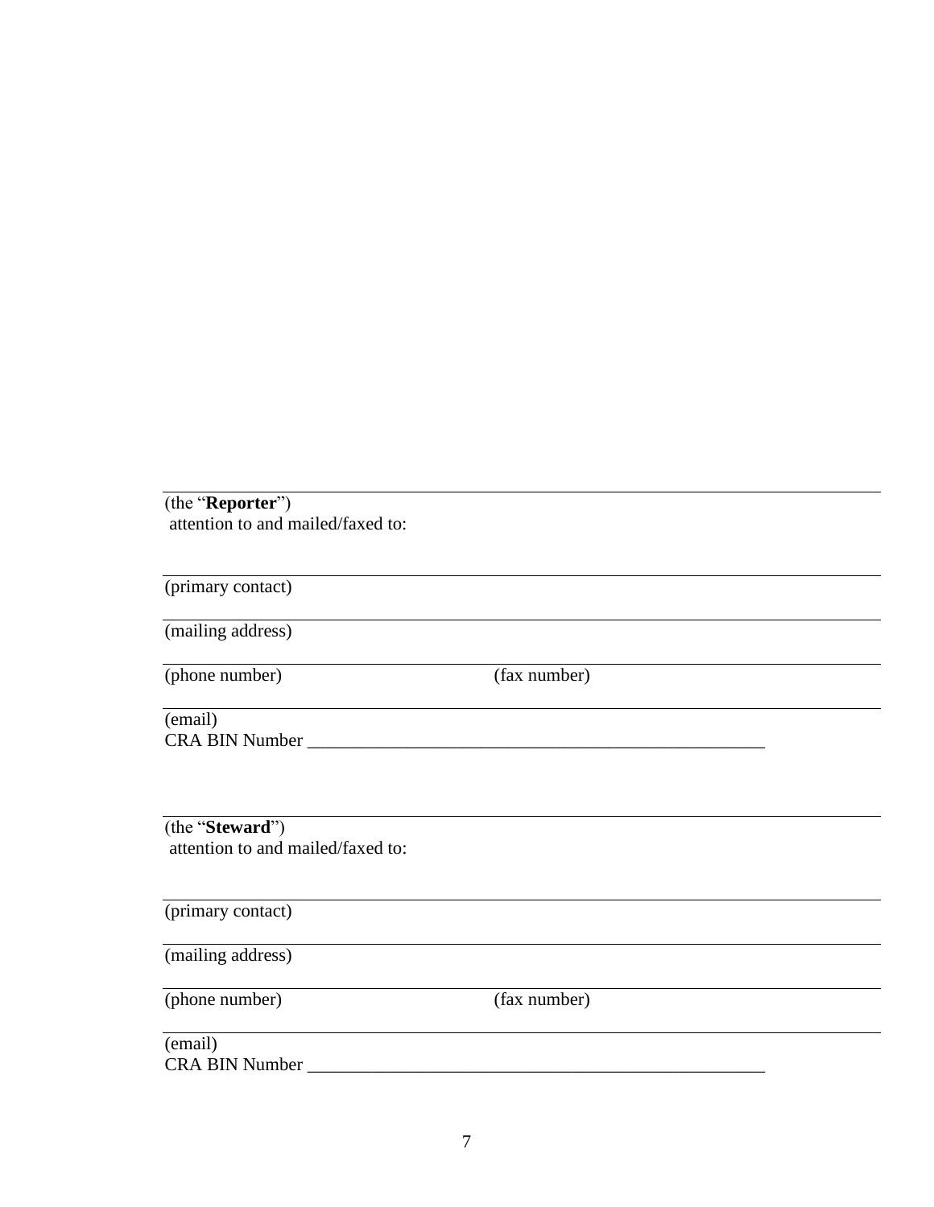\_\_\_\_\_\_\_\_\_\_\_\_\_\_\_\_\_\_\_\_\_\_\_\_\_\_\_\_\_\_\_\_\_\_\_\_\_\_\_\_\_\_\_\_\_\_\_\_\_\_\_\_\_\_\_\_

(the "**Reporter**")
attention to and mailed/faxed to:

\_\_\_\_\_\_\_\_\_\_\_\_\_\_\_\_\_\_\_\_\_\_\_\_\_\_\_\_\_\_\_\_\_\_\_\_\_\_\_\_\_\_\_\_\_\_\_\_\_\_\_\_\_\_\_\_

(primary contact)

\_\_\_\_\_\_\_\_\_\_\_\_\_\_\_\_\_\_\_\_\_\_\_\_\_\_\_\_\_\_\_\_\_\_\_\_\_\_\_\_\_\_\_\_\_\_\_\_\_\_\_\_\_\_\_\_

(mailing address)

\_\_\_\_\_\_\_\_\_\_\_\_\_\_\_\_\_\_\_\_\_\_\_\_\_\_\_\_\_\_\_\_\_\_\_\_\_\_\_\_\_\_\_\_\_\_\_\_\_\_\_\_\_\_\_\_

(phone number) (fax number)

\_\_\_\_\_\_\_\_\_\_\_\_\_\_\_\_\_\_\_\_\_\_\_\_\_\_\_\_\_\_\_\_\_\_\_\_\_\_\_\_\_\_\_\_\_\_\_\_\_\_\_\_\_\_\_\_

(email)

CRA BIN Number \_\_\_\_\_\_\_\_\_\_\_\_\_\_\_\_\_\_\_\_\_\_\_\_\_\_\_\_\_\_\_\_\_\_\_\_\_\_\_\_\_\_\_\_\_\_\_\_\_\_\_

\_\_\_\_\_\_\_\_\_\_\_\_\_\_\_\_\_\_\_\_\_\_\_\_\_\_\_\_\_\_\_\_\_\_\_\_\_\_\_\_\_\_\_\_\_\_\_\_\_\_\_\_\_\_\_\_

(the "**Steward**")
attention to and mailed/faxed to:

\_\_\_\_\_\_\_\_\_\_\_\_\_\_\_\_\_\_\_\_\_\_\_\_\_\_\_\_\_\_\_\_\_\_\_\_\_\_\_\_\_\_\_\_\_\_\_\_\_\_\_\_\_\_\_\_

(primary contact)

\_\_\_\_\_\_\_\_\_\_\_\_\_\_\_\_\_\_\_\_\_\_\_\_\_\_\_\_\_\_\_\_\_\_\_\_\_\_\_\_\_\_\_\_\_\_\_\_\_\_\_\_\_\_\_\_

(mailing address)

\_\_\_\_\_\_\_\_\_\_\_\_\_\_\_\_\_\_\_\_\_\_\_\_\_\_\_\_\_\_\_\_\_\_\_\_\_\_\_\_\_\_\_\_\_\_\_\_\_\_\_\_\_\_\_\_

(phone number) (fax number)

\_\_\_\_\_\_\_\_\_\_\_\_\_\_\_\_\_\_\_\_\_\_\_\_\_\_\_\_\_\_\_\_\_\_\_\_\_\_\_\_\_\_\_\_\_\_\_\_\_\_\_\_\_\_\_\_

(email)

CRA BIN Number \_\_\_\_\_\_\_\_\_\_\_\_\_\_\_\_\_\_\_\_\_\_\_\_\_\_\_\_\_\_\_\_\_\_\_\_\_\_\_\_\_\_\_\_\_\_\_\_\_\_\_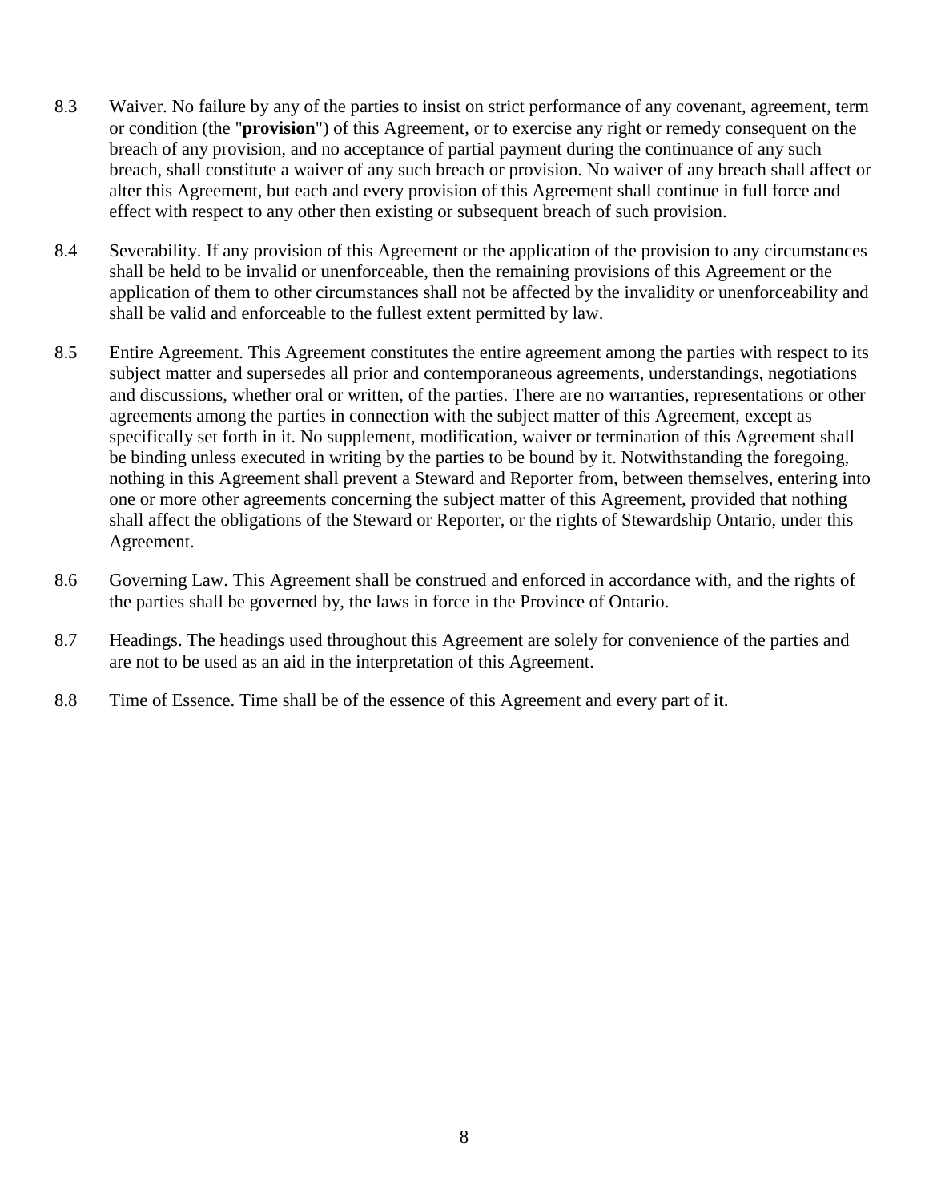8.3 Waiver. No failure by any of the parties to insist on strict performance of any covenant, agreement, term or condition (the "**provision**") of this Agreement, or to exercise any right or remedy consequent on the breach of any provision, and no acceptance of partial payment during the continuance of any such breach, shall constitute a waiver of any such breach or provision. No waiver of any breach shall affect or alter this Agreement, but each and every provision of this Agreement shall continue in full force and effect with respect to any other then existing or subsequent breach of such provision.

8.4 Severability. If any provision of this Agreement or the application of the provision to any circumstances shall be held to be invalid or unenforceable, then the remaining provisions of this Agreement or the application of them to other circumstances shall not be affected by the invalidity or unenforceability and shall be valid and enforceable to the fullest extent permitted by law.

8.5 Entire Agreement. This Agreement constitutes the entire agreement among the parties with respect to its subject matter and supersedes all prior and contemporaneous agreements, understandings, negotiations and discussions, whether oral or written, of the parties. There are no warranties, representations or other agreements among the parties in connection with the subject matter of this Agreement, except as specifically set forth in it. No supplement, modification, waiver or termination of this Agreement shall be binding unless executed in writing by the parties to be bound by it. Notwithstanding the foregoing, nothing in this Agreement shall prevent a Steward and Reporter from, between themselves, entering into one or more other agreements concerning the subject matter of this Agreement, provided that nothing shall affect the obligations of the Steward or Reporter, or the rights of Stewardship Ontario, under this Agreement.

8.6 Governing Law. This Agreement shall be construed and enforced in accordance with, and the rights of the parties shall be governed by, the laws in force in the Province of Ontario.

8.7 Headings. The headings used throughout this Agreement are solely for convenience of the parties and are not to be used as an aid in the interpretation of this Agreement.

8.8 Time of Essence. Time shall be of the essence of this Agreement and every part of it.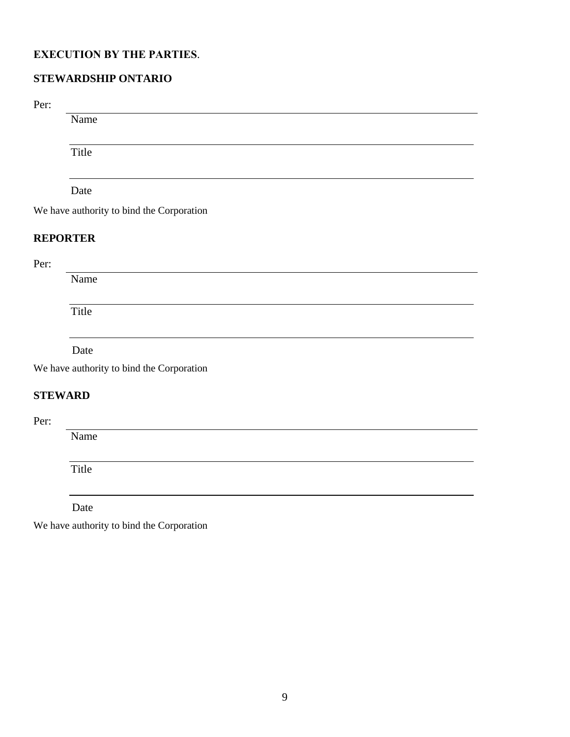**EXECUTION BY THE PARTIES**.

**STEWARDSHIP ONTARIO**

Per:

\_\_\_\_\_\_\_\_\_\_\_\_\_\_\_\_\_\_\_\_\_\_\_\_\_\_\_\_\_\_\_\_\_\_\_\_\_\_\_\_

Name

\_\_\_\_\_\_\_\_\_\_\_\_\_\_\_\_\_\_\_\_\_\_\_\_\_\_\_\_\_\_\_\_\_\_\_\_\_\_\_\_

Title

\_\_\_\_\_\_\_\_\_\_\_\_\_\_\_\_\_\_\_\_\_\_\_\_\_\_\_\_\_\_\_\_\_\_\_\_\_\_\_\_

Date

We have authority to bind the Corporation

**REPORTER**

Per:

\_\_\_\_\_\_\_\_\_\_\_\_\_\_\_\_\_\_\_\_\_\_\_\_\_\_\_\_\_\_\_\_\_\_\_\_\_\_\_\_

Name

\_\_\_\_\_\_\_\_\_\_\_\_\_\_\_\_\_\_\_\_\_\_\_\_\_\_\_\_\_\_\_\_\_\_\_\_\_\_\_\_

Title

\_\_\_\_\_\_\_\_\_\_\_\_\_\_\_\_\_\_\_\_\_\_\_\_\_\_\_\_\_\_\_\_\_\_\_\_\_\_\_\_

Date

We have authority to bind the Corporation

**STEWARD**

Per:

\_\_\_\_\_\_\_\_\_\_\_\_\_\_\_\_\_\_\_\_\_\_\_\_\_\_\_\_\_\_\_\_\_\_\_\_\_\_\_\_

Name

\_\_\_\_\_\_\_\_\_\_\_\_\_\_\_\_\_\_\_\_\_\_\_\_\_\_\_\_\_\_\_\_\_\_\_\_\_\_\_\_

Title

\_\_\_\_\_\_\_\_\_\_\_\_\_\_\_\_\_\_\_\_\_\_\_\_\_\_\_\_\_\_\_\_\_\_\_\_\_\_\_\_

Date

We have authority to bind the Corporation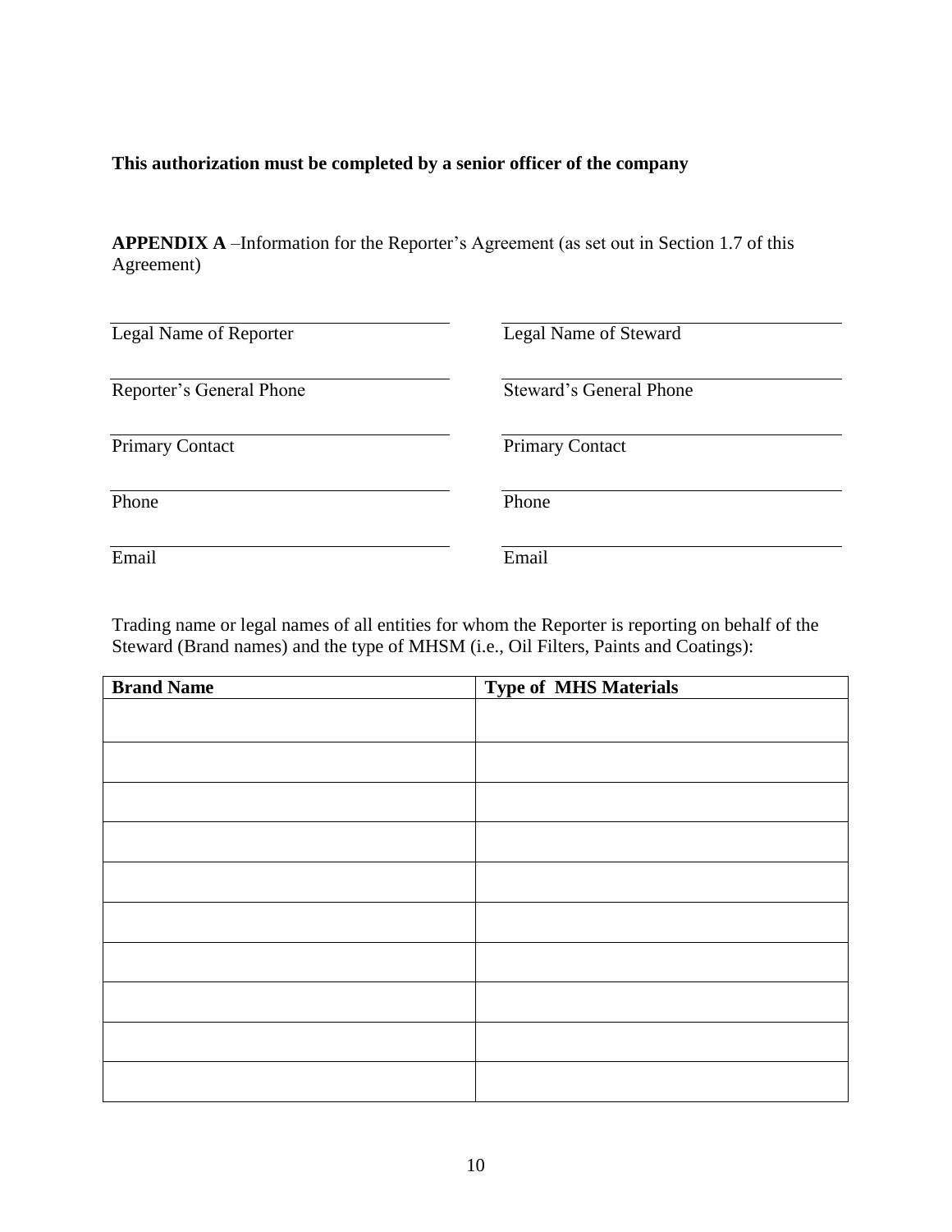**This authorization must be completed by a senior officer of the company**

**APPENDIX A** –Information for the Reporter's Agreement (as set out in Section 1.7 of this Agreement)

| | |
|---|---|
| Legal Name of Reporter | Legal Name of Steward |
| Reporter's General Phone | Steward's General Phone |
| Primary Contact | Primary Contact |
| Phone | Phone |
| Email | Email |

Trading name or legal names of all entities for whom the Reporter is reporting on behalf of the Steward (Brand names) and the type of MHSM (i.e., Oil Filters, Paints and Coatings):

| Brand Name | Type of MHS Materials |
|---|---|
| | |
| | |
| | |
| | |
| | |
| | |
| | |
| | |
| | |
| | |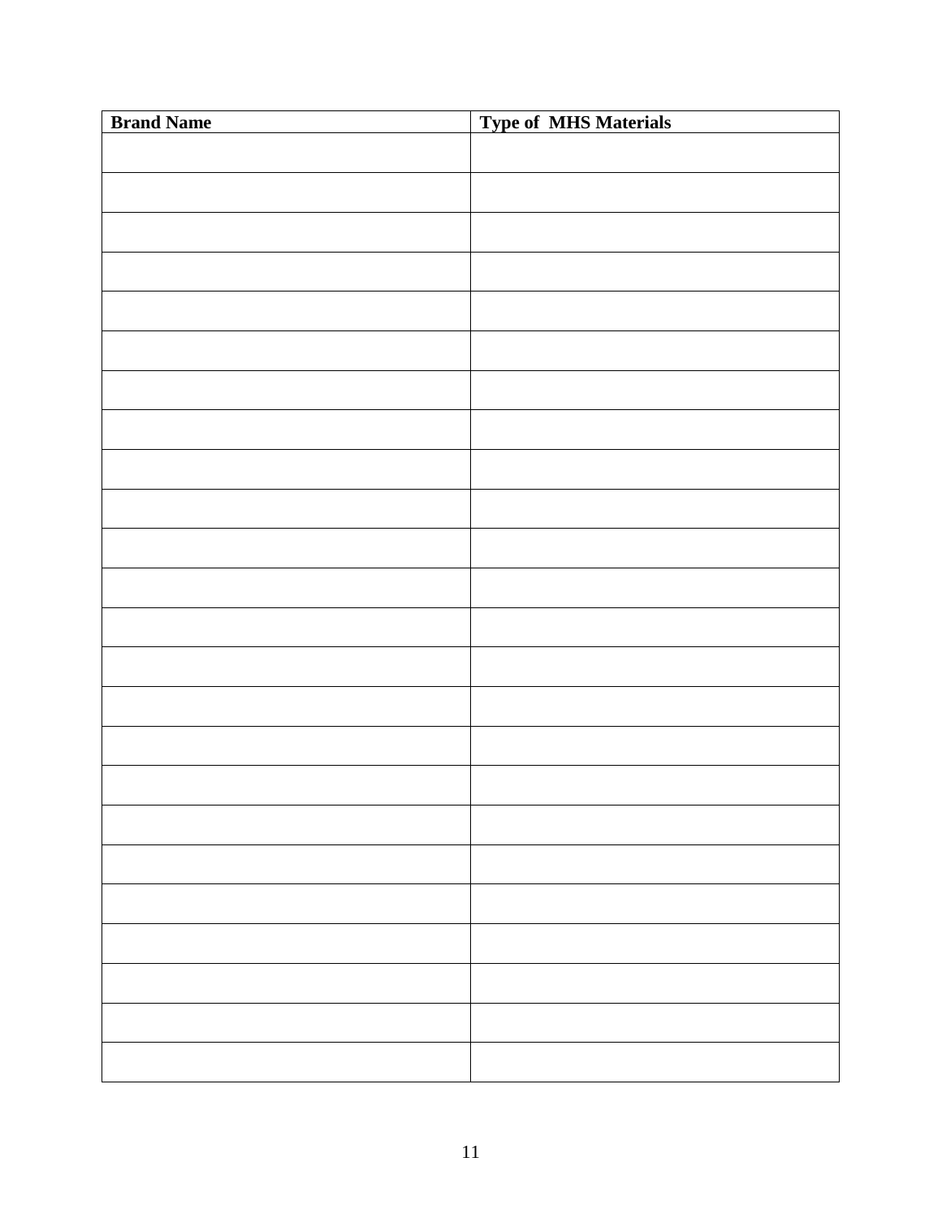| Brand Name | Type of MHS Materials |
|---|---|
| | |
| | |
| | |
| | |
| | |
| | |
| | |
| | |
| | |
| | |
| | |
| | |
| | |
| | |
| | |
| | |
| | |
| | |
| | |
| | |
| | |
| | |
| | |
| | |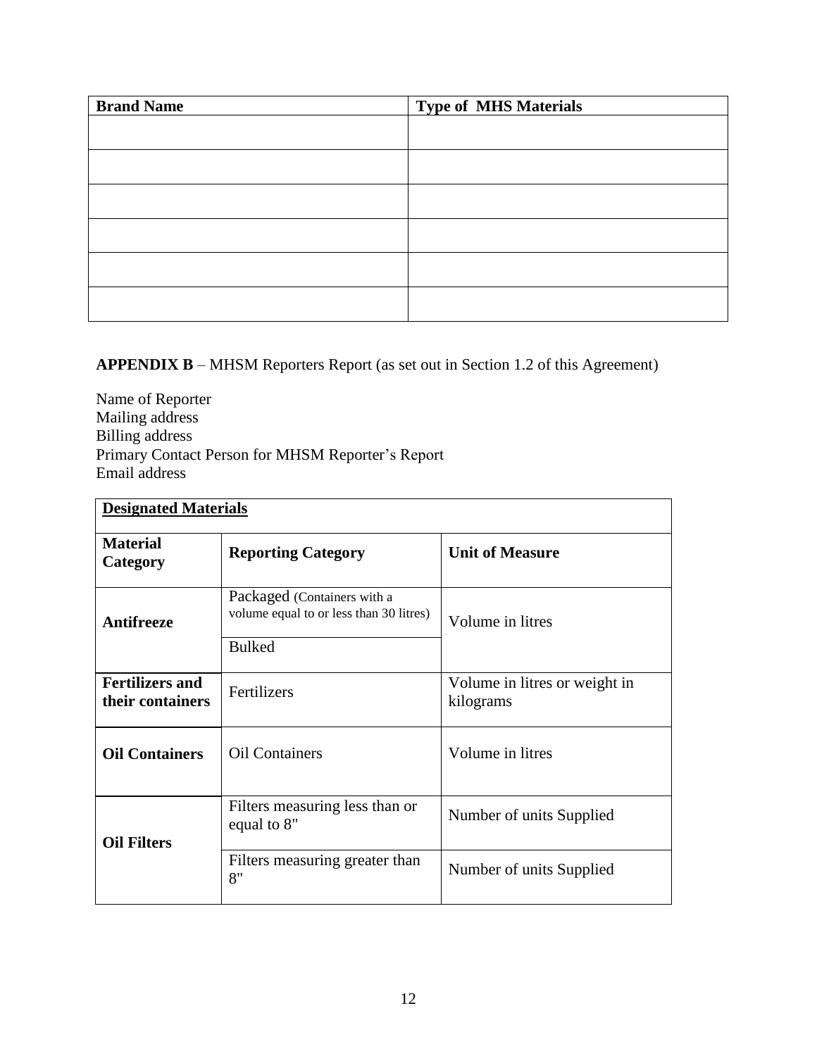| Brand Name | Type of MHS Materials |
|---|---|
| | |
| | |
| | |
| | |
| | |
| | |

**APPENDIX B** – MHSM Reporters Report (as set out in Section 1.2 of this Agreement)

Name of Reporter
Mailing address
Billing address
Primary Contact Person for MHSM Reporter's Report
Email address

| **Designated Materials** | | |
|---|---|---|
| **Material Category** | **Reporting Category** | **Unit of Measure** |
| **Antifreeze** | Packaged (Containers with a volume equal to or less than 30 litres) | Volume in litres |
| | Bulked | |
| **Fertilizers and their containers** | Fertilizers | Volume in litres or weight in kilograms |
| **Oil Containers** | Oil Containers | Volume in litres |
| **Oil Filters** | Filters measuring less than or equal to 8" | Number of units Supplied |
| | Filters measuring greater than 8" | Number of units Supplied |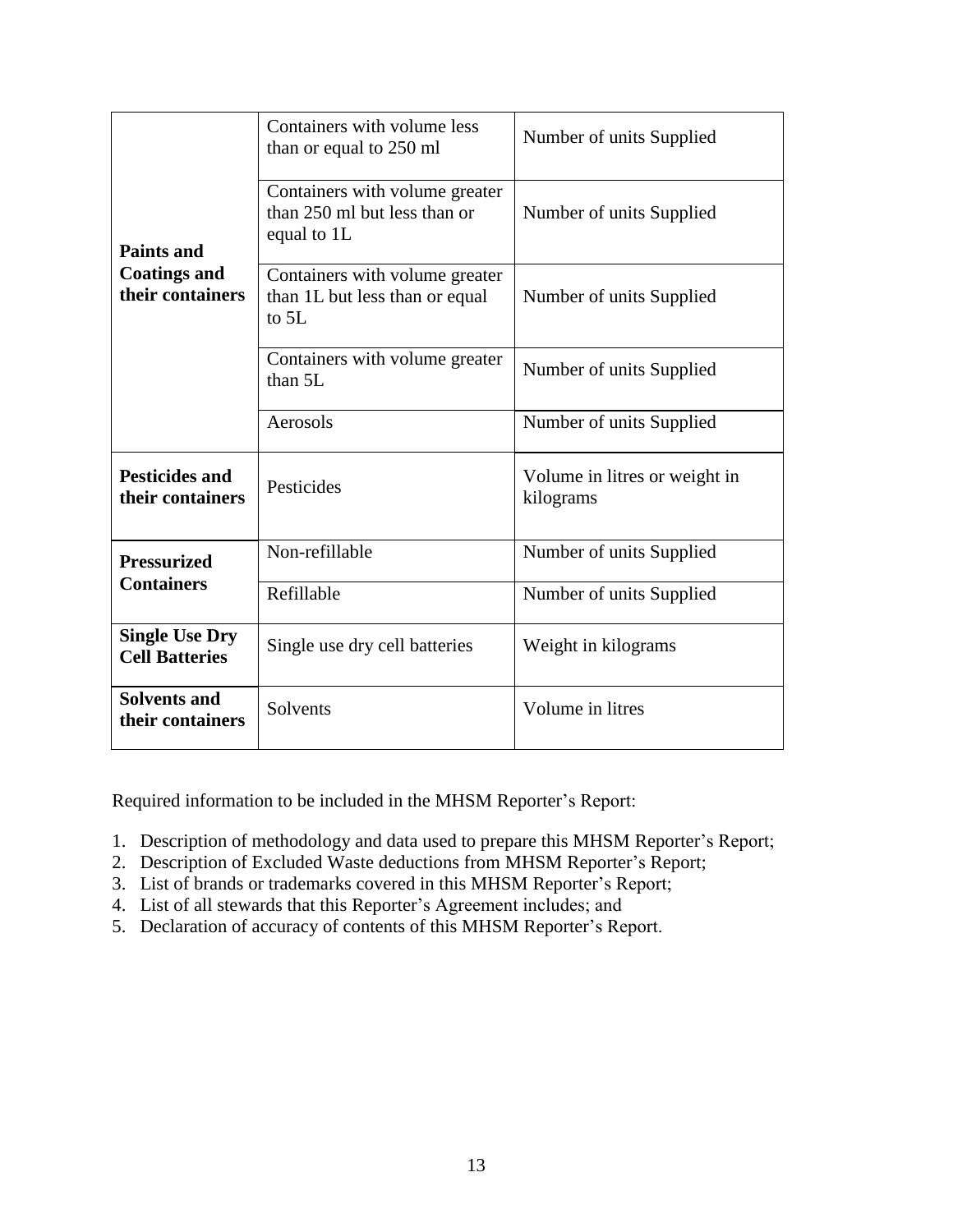| | | |
|---|---|---|
| **Paints and Coatings and their containers** | Containers with volume less than or equal to 250 ml | Number of units Supplied |
| | Containers with volume greater than 250 ml but less than or equal to 1L | Number of units Supplied |
| | Containers with volume greater than 1L but less than or equal to 5L | Number of units Supplied |
| | Containers with volume greater than 5L | Number of units Supplied |
| | Aerosols | Number of units Supplied |
| **Pesticides and their containers** | Pesticides | Volume in litres or weight in kilograms |
| **Pressurized Containers** | Non-refillable | Number of units Supplied |
| | Refillable | Number of units Supplied |
| **Single Use Dry Cell Batteries** | Single use dry cell batteries | Weight in kilograms |
| **Solvents and their containers** | Solvents | Volume in litres |

Required information to be included in the MHSM Reporter's Report:

1. Description of methodology and data used to prepare this MHSM Reporter's Report;
2. Description of Excluded Waste deductions from MHSM Reporter's Report;
3. List of brands or trademarks covered in this MHSM Reporter's Report;
4. List of all stewards that this Reporter's Agreement includes; and
5. Declaration of accuracy of contents of this MHSM Reporter's Report.